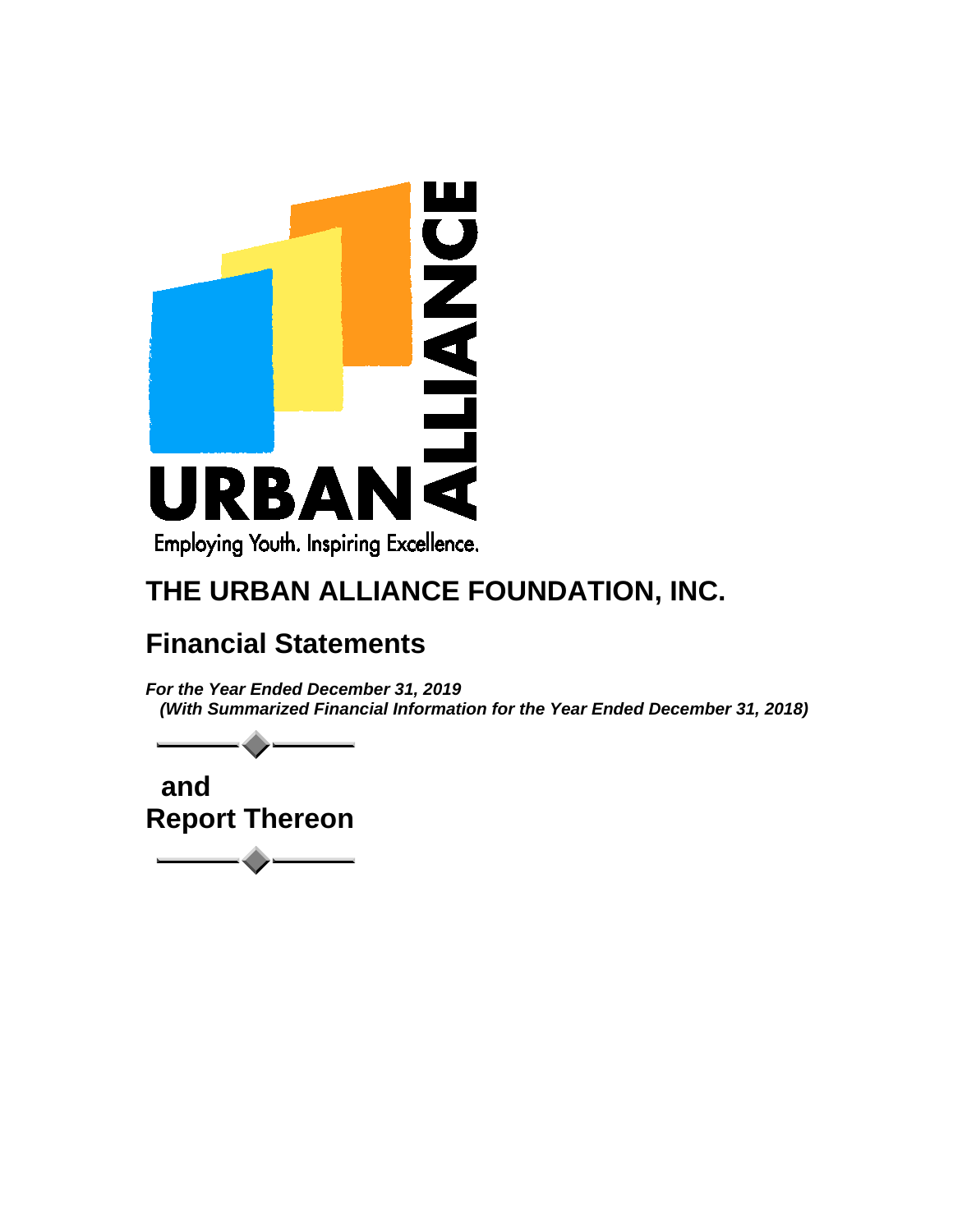URBAN ALLIANCE

Employing Youth. Inspiring Excellence.

# THE URBAN ALLIANCE FOUNDATION, INC.

## Financial Statements

***For the Year Ended December 31, 2019***
***(With Summarized Financial Information for the Year Ended December 31, 2018)***

**and**
**Report Thereon**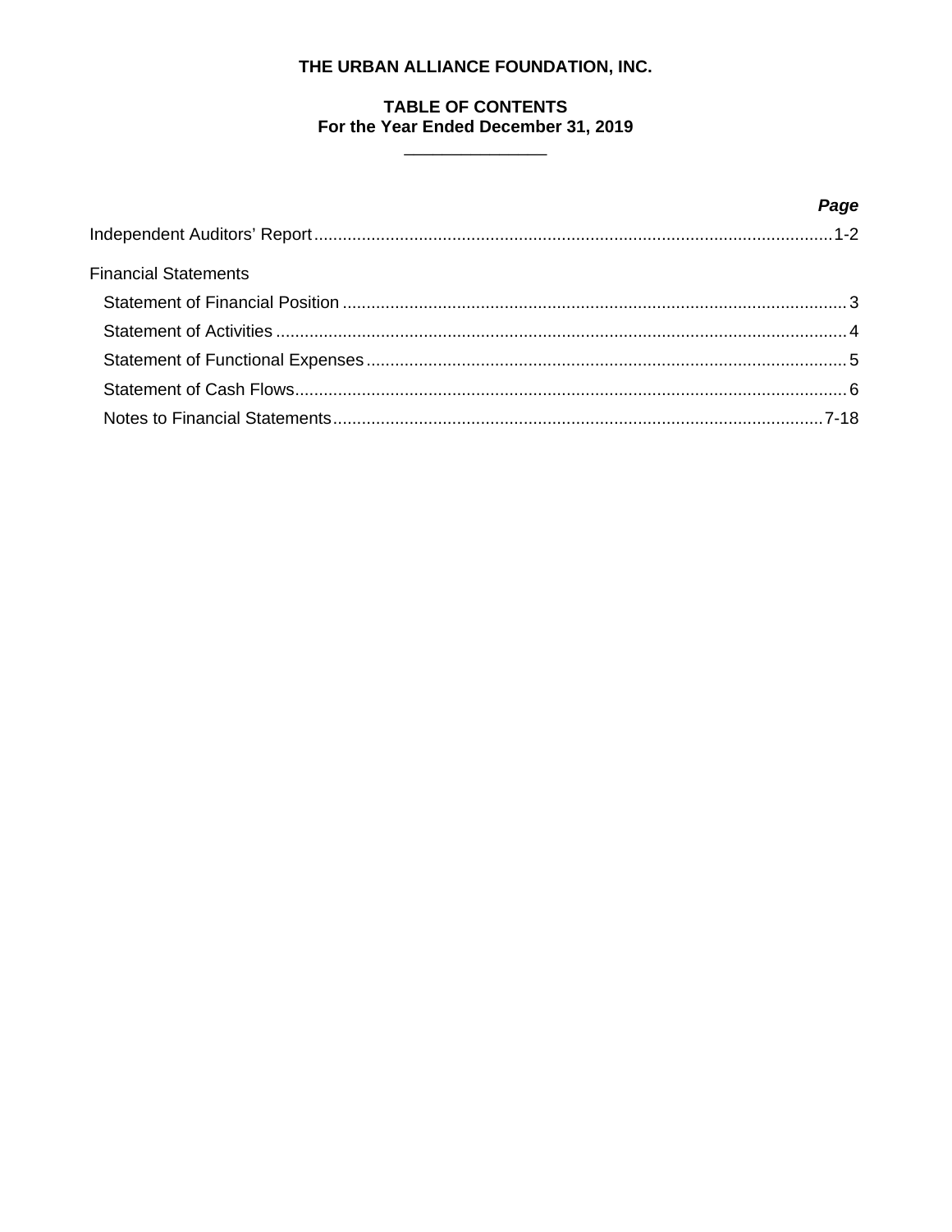**THE URBAN ALLIANCE FOUNDATION, INC.**

**TABLE OF CONTENTS**
**For the Year Ended December 31, 2019**

| | ***Page*** |
|---|---|
| Independent Auditors' Report | 1-2 |
| Financial Statements | |
| Statement of Financial Position | 3 |
| Statement of Activities | 4 |
| Statement of Functional Expenses | 5 |
| Statement of Cash Flows | 6 |
| Notes to Financial Statements | 7-18 |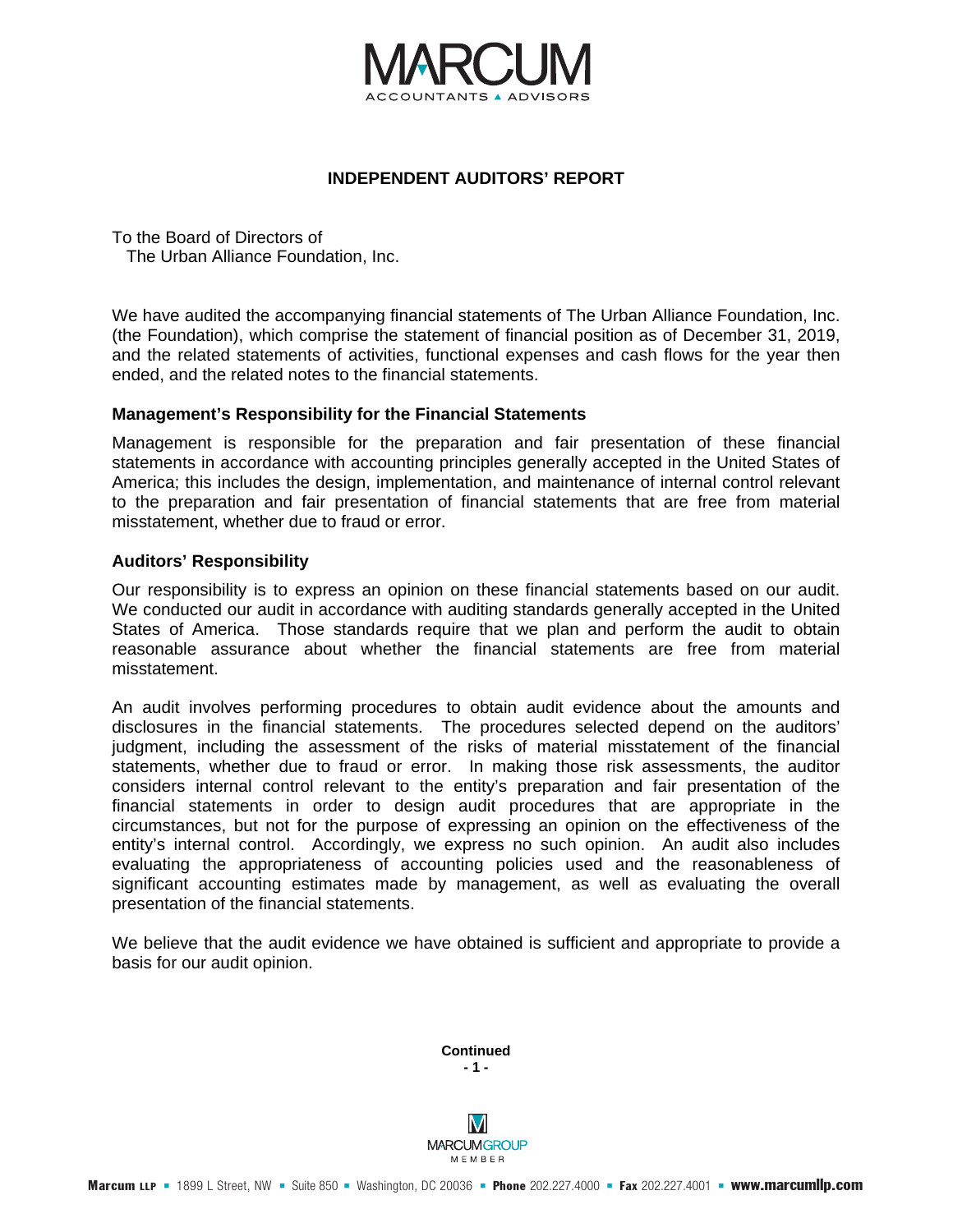# INDEPENDENT AUDITORS' REPORT

To the Board of Directors of
The Urban Alliance Foundation, Inc.

We have audited the accompanying financial statements of The Urban Alliance Foundation, Inc. (the Foundation), which comprise the statement of financial position as of December 31, 2019, and the related statements of activities, functional expenses and cash flows for the year then ended, and the related notes to the financial statements.

## Management's Responsibility for the Financial Statements

Management is responsible for the preparation and fair presentation of these financial statements in accordance with accounting principles generally accepted in the United States of America; this includes the design, implementation, and maintenance of internal control relevant to the preparation and fair presentation of financial statements that are free from material misstatement, whether due to fraud or error.

## Auditors' Responsibility

Our responsibility is to express an opinion on these financial statements based on our audit. We conducted our audit in accordance with auditing standards generally accepted in the United States of America. Those standards require that we plan and perform the audit to obtain reasonable assurance about whether the financial statements are free from material misstatement.

An audit involves performing procedures to obtain audit evidence about the amounts and disclosures in the financial statements. The procedures selected depend on the auditors' judgment, including the assessment of the risks of material misstatement of the financial statements, whether due to fraud or error. In making those risk assessments, the auditor considers internal control relevant to the entity's preparation and fair presentation of the financial statements in order to design audit procedures that are appropriate in the circumstances, but not for the purpose of expressing an opinion on the effectiveness of the entity's internal control. Accordingly, we express no such opinion. An audit also includes evaluating the appropriateness of accounting policies used and the reasonableness of significant accounting estimates made by management, as well as evaluating the overall presentation of the financial statements.

We believe that the audit evidence we have obtained is sufficient and appropriate to provide a basis for our audit opinion.

**Continued**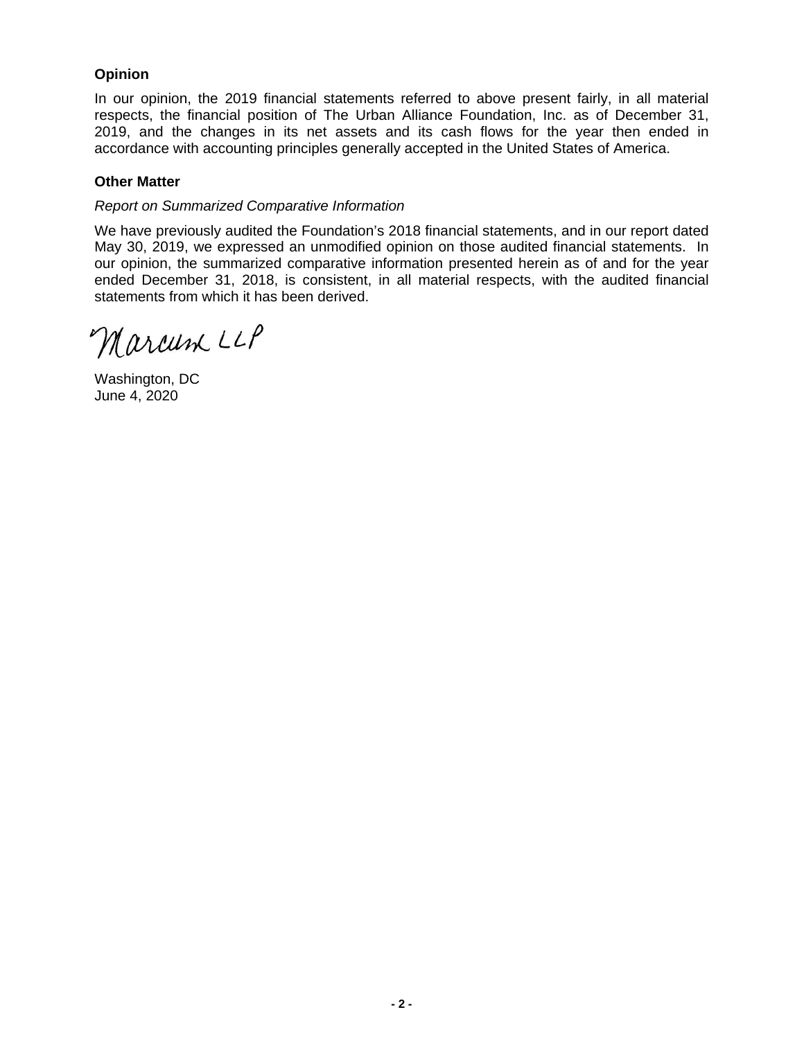**Opinion**

In our opinion, the 2019 financial statements referred to above present fairly, in all material respects, the financial position of The Urban Alliance Foundation, Inc. as of December 31, 2019, and the changes in its net assets and its cash flows for the year then ended in accordance with accounting principles generally accepted in the United States of America.

**Other Matter**

*Report on Summarized Comparative Information*

We have previously audited the Foundation's 2018 financial statements, and in our report dated May 30, 2019, we expressed an unmodified opinion on those audited financial statements. In our opinion, the summarized comparative information presented herein as of and for the year ended December 31, 2018, is consistent, in all material respects, with the audited financial statements from which it has been derived.

Marcum LLP

Washington, DC
June 4, 2020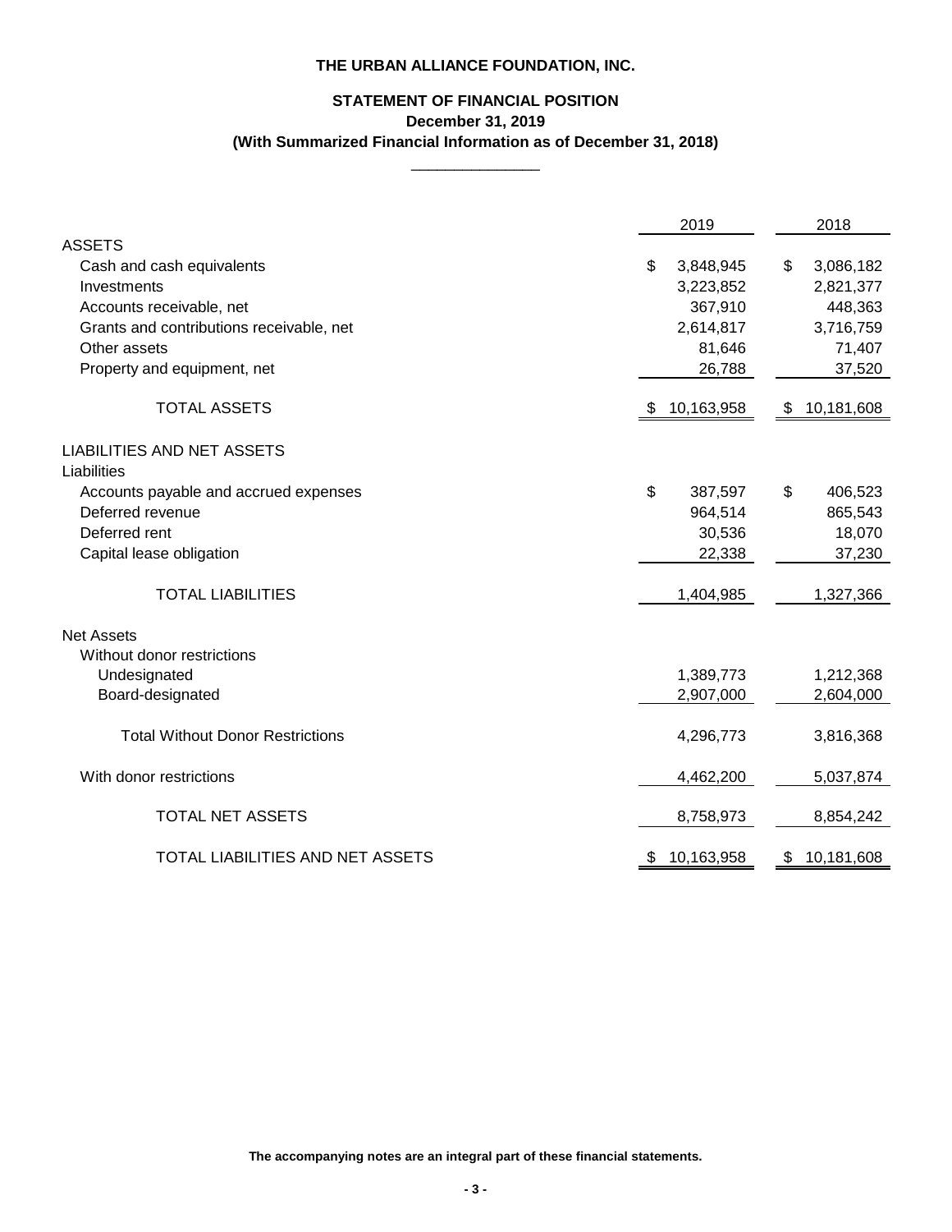# THE URBAN ALLIANCE FOUNDATION, INC.

## STATEMENT OF FINANCIAL POSITION

**December 31, 2019**

**(With Summarized Financial Information as of December 31, 2018)**

| | 2019 | 2018 |
|---|---|---|
| **ASSETS** | | |
| Cash and cash equivalents | $ 3,848,945 | $ 3,086,182 |
| Investments | 3,223,852 | 2,821,377 |
| Accounts receivable, net | 367,910 | 448,363 |
| Grants and contributions receivable, net | 2,614,817 | 3,716,759 |
| Other assets | 81,646 | 71,407 |
| Property and equipment, net | 26,788 | 37,520 |
| TOTAL ASSETS | $ 10,163,958 | $ 10,181,608 |
| **LIABILITIES AND NET ASSETS** | | |
| Liabilities | | |
| Accounts payable and accrued expenses | $ 387,597 | $ 406,523 |
| Deferred revenue | 964,514 | 865,543 |
| Deferred rent | 30,536 | 18,070 |
| Capital lease obligation | 22,338 | 37,230 |
| TOTAL LIABILITIES | 1,404,985 | 1,327,366 |
| Net Assets | | |
| Without donor restrictions | | |
| Undesignated | 1,389,773 | 1,212,368 |
| Board-designated | 2,907,000 | 2,604,000 |
| Total Without Donor Restrictions | 4,296,773 | 3,816,368 |
| With donor restrictions | 4,462,200 | 5,037,874 |
| TOTAL NET ASSETS | 8,758,973 | 8,854,242 |
| TOTAL LIABILITIES AND NET ASSETS | $ 10,163,958 | $ 10,181,608 |

**The accompanying notes are an integral part of these financial statements.**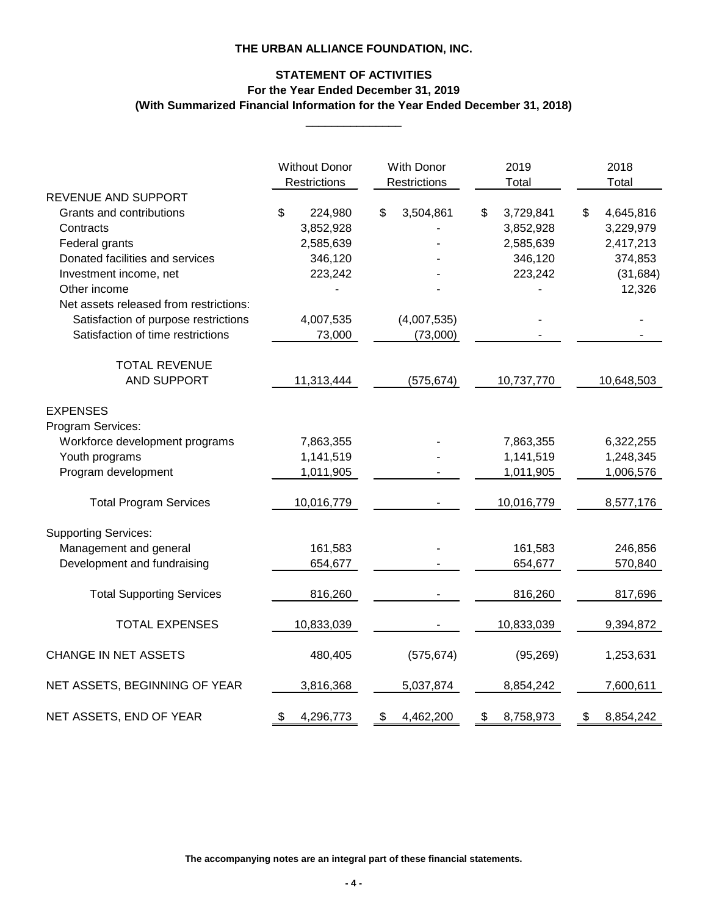**THE URBAN ALLIANCE FOUNDATION, INC.**

**STATEMENT OF ACTIVITIES**
**For the Year Ended December 31, 2019**
**(With Summarized Financial Information for the Year Ended December 31, 2018)**

| | Without Donor Restrictions | With Donor Restrictions | 2019 Total | 2018 Total |
|---|---|---|---|---|
| REVENUE AND SUPPORT | | | | |
| Grants and contributions | $ 224,980 | $ 3,504,861 | $ 3,729,841 | $ 4,645,816 |
| Contracts | 3,852,928 | - | 3,852,928 | 3,229,979 |
| Federal grants | 2,585,639 | - | 2,585,639 | 2,417,213 |
| Donated facilities and services | 346,120 | - | 346,120 | 374,853 |
| Investment income, net | 223,242 | - | 223,242 | (31,684) |
| Other income | - | - | - | 12,326 |
| Net assets released from restrictions: | | | | |
| Satisfaction of purpose restrictions | 4,007,535 | (4,007,535) | - | - |
| Satisfaction of time restrictions | 73,000 | (73,000) | - | - |
| TOTAL REVENUE AND SUPPORT | 11,313,444 | (575,674) | 10,737,770 | 10,648,503 |
| EXPENSES | | | | |
| Program Services: | | | | |
| Workforce development programs | 7,863,355 | - | 7,863,355 | 6,322,255 |
| Youth programs | 1,141,519 | - | 1,141,519 | 1,248,345 |
| Program development | 1,011,905 | - | 1,011,905 | 1,006,576 |
| Total Program Services | 10,016,779 | - | 10,016,779 | 8,577,176 |
| Supporting Services: | | | | |
| Management and general | 161,583 | - | 161,583 | 246,856 |
| Development and fundraising | 654,677 | - | 654,677 | 570,840 |
| Total Supporting Services | 816,260 | - | 816,260 | 817,696 |
| TOTAL EXPENSES | 10,833,039 | - | 10,833,039 | 9,394,872 |
| CHANGE IN NET ASSETS | 480,405 | (575,674) | (95,269) | 1,253,631 |
| NET ASSETS, BEGINNING OF YEAR | 3,816,368 | 5,037,874 | 8,854,242 | 7,600,611 |
| NET ASSETS, END OF YEAR | $ 4,296,773 | $ 4,462,200 | $ 8,758,973 | $ 8,854,242 |

**The accompanying notes are an integral part of these financial statements.**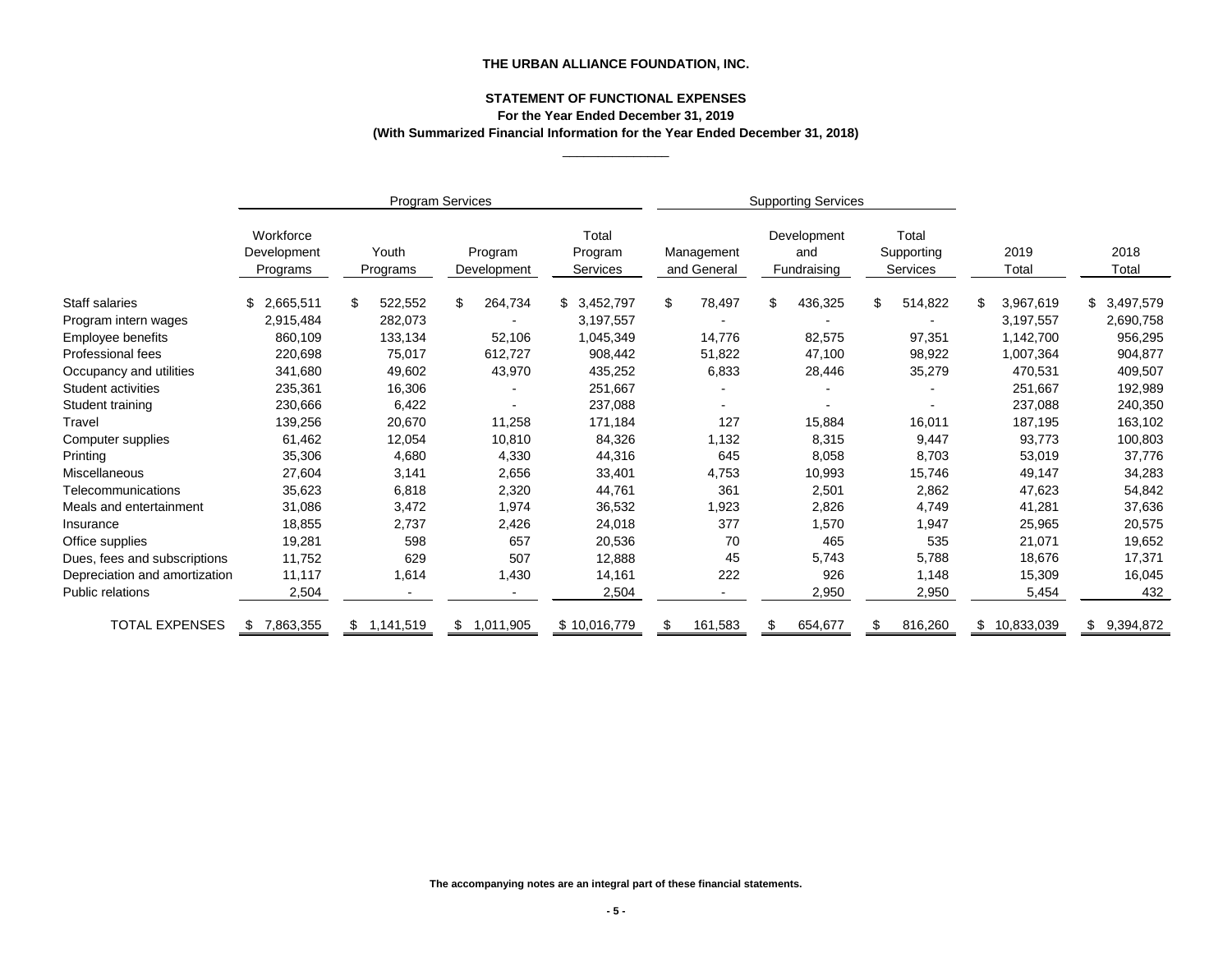**THE URBAN ALLIANCE FOUNDATION, INC.**

**STATEMENT OF FUNCTIONAL EXPENSES**
**For the Year Ended December 31, 2019**
**(With Summarized Financial Information for the Year Ended December 31, 2018)**

| | Program Services | | | | Supporting Services | | | | |
|---|---|---|---|---|---|---|---|---|---|
| | Workforce Development Programs | Youth Programs | Program Development | Total Program Services | Management and General | Development and Fundraising | Total Supporting Services | 2019 Total | 2018 Total |
| Staff salaries | $ 2,665,511 | $ 522,552 | $ 264,734 | $ 3,452,797 | $ 78,497 | $ 436,325 | $ 514,822 | $ 3,967,619 | $ 3,497,579 |
| Program intern wages | 2,915,484 | 282,073 | - | 3,197,557 | - | - | - | 3,197,557 | 2,690,758 |
| Employee benefits | 860,109 | 133,134 | 52,106 | 1,045,349 | 14,776 | 82,575 | 97,351 | 1,142,700 | 956,295 |
| Professional fees | 220,698 | 75,017 | 612,727 | 908,442 | 51,822 | 47,100 | 98,922 | 1,007,364 | 904,877 |
| Occupancy and utilities | 341,680 | 49,602 | 43,970 | 435,252 | 6,833 | 28,446 | 35,279 | 470,531 | 409,507 |
| Student activities | 235,361 | 16,306 | - | 251,667 | - | - | - | 251,667 | 192,989 |
| Student training | 230,666 | 6,422 | - | 237,088 | - | - | - | 237,088 | 240,350 |
| Travel | 139,256 | 20,670 | 11,258 | 171,184 | 127 | 15,884 | 16,011 | 187,195 | 163,102 |
| Computer supplies | 61,462 | 12,054 | 10,810 | 84,326 | 1,132 | 8,315 | 9,447 | 93,773 | 100,803 |
| Printing | 35,306 | 4,680 | 4,330 | 44,316 | 645 | 8,058 | 8,703 | 53,019 | 37,776 |
| Miscellaneous | 27,604 | 3,141 | 2,656 | 33,401 | 4,753 | 10,993 | 15,746 | 49,147 | 34,283 |
| Telecommunications | 35,623 | 6,818 | 2,320 | 44,761 | 361 | 2,501 | 2,862 | 47,623 | 54,842 |
| Meals and entertainment | 31,086 | 3,472 | 1,974 | 36,532 | 1,923 | 2,826 | 4,749 | 41,281 | 37,636 |
| Insurance | 18,855 | 2,737 | 2,426 | 24,018 | 377 | 1,570 | 1,947 | 25,965 | 20,575 |
| Office supplies | 19,281 | 598 | 657 | 20,536 | 70 | 465 | 535 | 21,071 | 19,652 |
| Dues, fees and subscriptions | 11,752 | 629 | 507 | 12,888 | 45 | 5,743 | 5,788 | 18,676 | 17,371 |
| Depreciation and amortization | 11,117 | 1,614 | 1,430 | 14,161 | 222 | 926 | 1,148 | 15,309 | 16,045 |
| Public relations | 2,504 | - | - | 2,504 | - | 2,950 | 2,950 | 5,454 | 432 |
| TOTAL EXPENSES | $ 7,863,355 | $ 1,141,519 | $ 1,011,905 | $ 10,016,779 | $ 161,583 | $ 654,677 | $ 816,260 | $ 10,833,039 | $ 9,394,872 |

**The accompanying notes are an integral part of these financial statements.**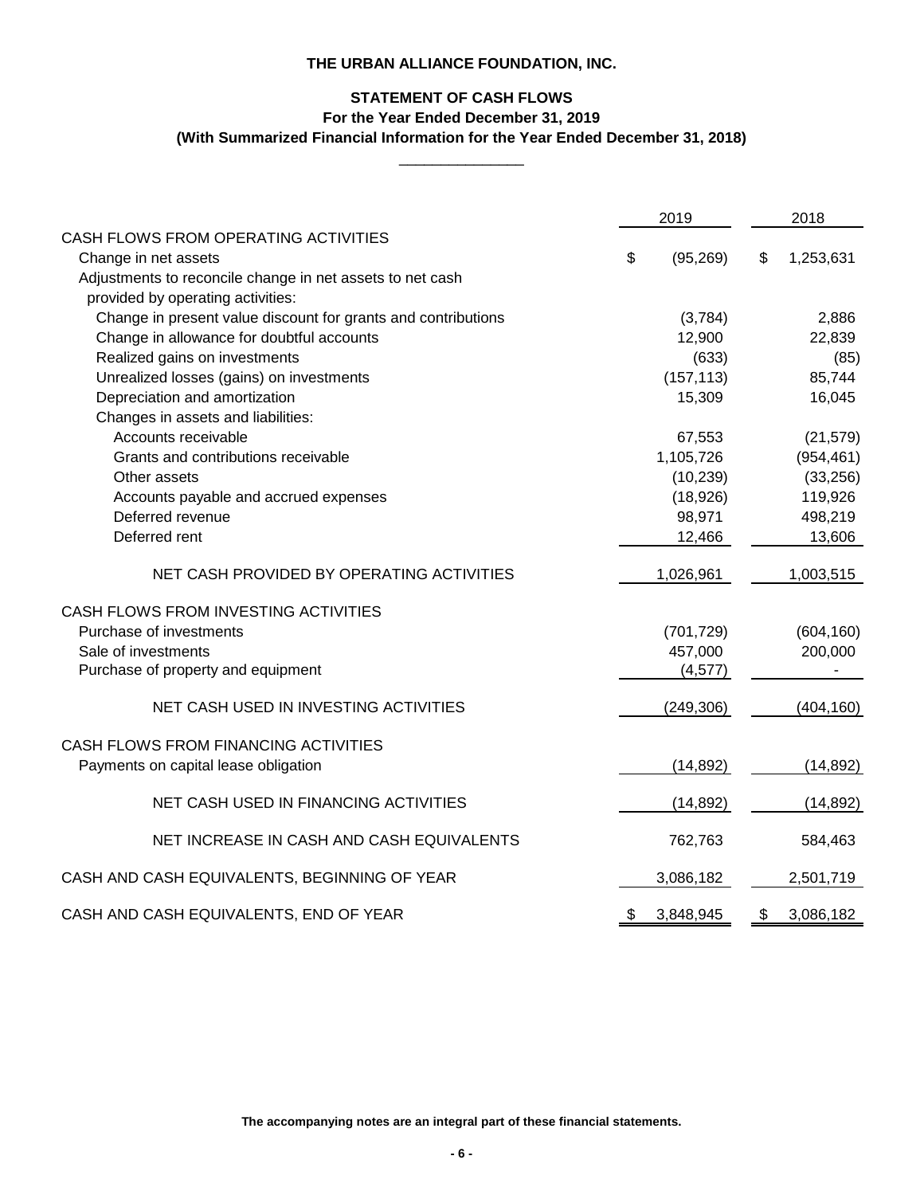**THE URBAN ALLIANCE FOUNDATION, INC.**

**STATEMENT OF CASH FLOWS**
**For the Year Ended December 31, 2019**
**(With Summarized Financial Information for the Year Ended December 31, 2018)**

| | 2019 | 2018 |
|---|---|---|
| CASH FLOWS FROM OPERATING ACTIVITIES | | |
| Change in net assets | $ (95,269) | $ 1,253,631 |
| Adjustments to reconcile change in net assets to net cash provided by operating activities: | | |
| Change in present value discount for grants and contributions | (3,784) | 2,886 |
| Change in allowance for doubtful accounts | 12,900 | 22,839 |
| Realized gains on investments | (633) | (85) |
| Unrealized losses (gains) on investments | (157,113) | 85,744 |
| Depreciation and amortization | 15,309 | 16,045 |
| Changes in assets and liabilities: | | |
| Accounts receivable | 67,553 | (21,579) |
| Grants and contributions receivable | 1,105,726 | (954,461) |
| Other assets | (10,239) | (33,256) |
| Accounts payable and accrued expenses | (18,926) | 119,926 |
| Deferred revenue | 98,971 | 498,219 |
| Deferred rent | 12,466 | 13,606 |
| NET CASH PROVIDED BY OPERATING ACTIVITIES | 1,026,961 | 1,003,515 |
| CASH FLOWS FROM INVESTING ACTIVITIES | | |
| Purchase of investments | (701,729) | (604,160) |
| Sale of investments | 457,000 | 200,000 |
| Purchase of property and equipment | (4,577) | - |
| NET CASH USED IN INVESTING ACTIVITIES | (249,306) | (404,160) |
| CASH FLOWS FROM FINANCING ACTIVITIES | | |
| Payments on capital lease obligation | (14,892) | (14,892) |
| NET CASH USED IN FINANCING ACTIVITIES | (14,892) | (14,892) |
| NET INCREASE IN CASH AND CASH EQUIVALENTS | 762,763 | 584,463 |
| CASH AND CASH EQUIVALENTS, BEGINNING OF YEAR | 3,086,182 | 2,501,719 |
| CASH AND CASH EQUIVALENTS, END OF YEAR | $ 3,848,945 | $ 3,086,182 |

**The accompanying notes are an integral part of these financial statements.**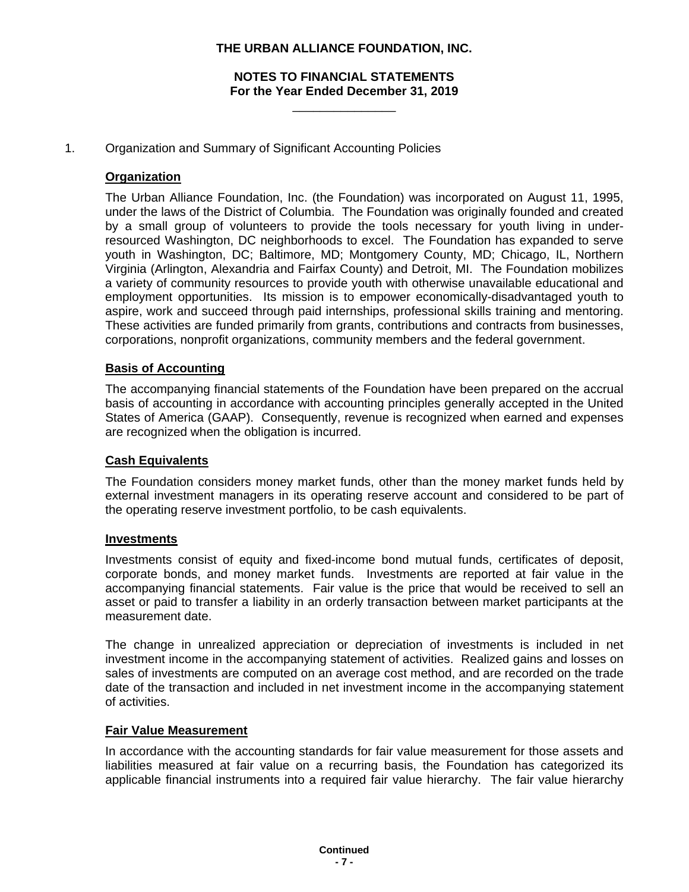# THE URBAN ALLIANCE FOUNDATION, INC.

## NOTES TO FINANCIAL STATEMENTS
## For the Year Ended December 31, 2019

1. Organization and Summary of Significant Accounting Policies

**Organization**

The Urban Alliance Foundation, Inc. (the Foundation) was incorporated on August 11, 1995, under the laws of the District of Columbia. The Foundation was originally founded and created by a small group of volunteers to provide the tools necessary for youth living in under-resourced Washington, DC neighborhoods to excel. The Foundation has expanded to serve youth in Washington, DC; Baltimore, MD; Montgomery County, MD; Chicago, IL, Northern Virginia (Arlington, Alexandria and Fairfax County) and Detroit, MI. The Foundation mobilizes a variety of community resources to provide youth with otherwise unavailable educational and employment opportunities. Its mission is to empower economically-disadvantaged youth to aspire, work and succeed through paid internships, professional skills training and mentoring. These activities are funded primarily from grants, contributions and contracts from businesses, corporations, nonprofit organizations, community members and the federal government.

**Basis of Accounting**

The accompanying financial statements of the Foundation have been prepared on the accrual basis of accounting in accordance with accounting principles generally accepted in the United States of America (GAAP). Consequently, revenue is recognized when earned and expenses are recognized when the obligation is incurred.

**Cash Equivalents**

The Foundation considers money market funds, other than the money market funds held by external investment managers in its operating reserve account and considered to be part of the operating reserve investment portfolio, to be cash equivalents.

**Investments**

Investments consist of equity and fixed-income bond mutual funds, certificates of deposit, corporate bonds, and money market funds. Investments are reported at fair value in the accompanying financial statements. Fair value is the price that would be received to sell an asset or paid to transfer a liability in an orderly transaction between market participants at the measurement date.

The change in unrealized appreciation or depreciation of investments is included in net investment income in the accompanying statement of activities. Realized gains and losses on sales of investments are computed on an average cost method, and are recorded on the trade date of the transaction and included in net investment income in the accompanying statement of activities.

**Fair Value Measurement**

In accordance with the accounting standards for fair value measurement for those assets and liabilities measured at fair value on a recurring basis, the Foundation has categorized its applicable financial instruments into a required fair value hierarchy. The fair value hierarchy

Continued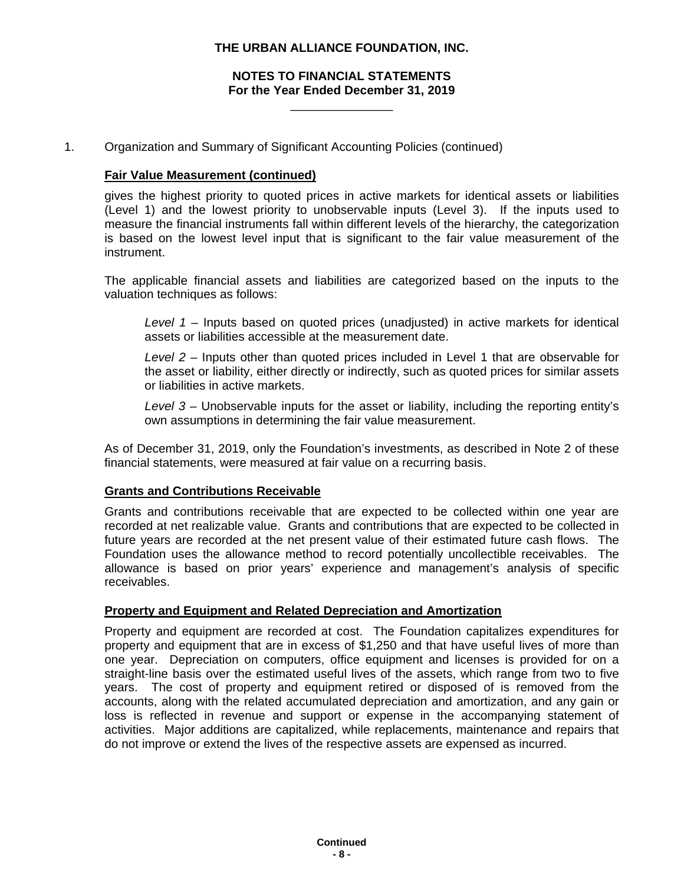1. Organization and Summary of Significant Accounting Policies (continued)

**Fair Value Measurement (continued)**

gives the highest priority to quoted prices in active markets for identical assets or liabilities (Level 1) and the lowest priority to unobservable inputs (Level 3). If the inputs used to measure the financial instruments fall within different levels of the hierarchy, the categorization is based on the lowest level input that is significant to the fair value measurement of the instrument.

The applicable financial assets and liabilities are categorized based on the inputs to the valuation techniques as follows:

*Level 1* – Inputs based on quoted prices (unadjusted) in active markets for identical assets or liabilities accessible at the measurement date.

*Level 2* – Inputs other than quoted prices included in Level 1 that are observable for the asset or liability, either directly or indirectly, such as quoted prices for similar assets or liabilities in active markets.

*Level 3* – Unobservable inputs for the asset or liability, including the reporting entity's own assumptions in determining the fair value measurement.

As of December 31, 2019, only the Foundation's investments, as described in Note 2 of these financial statements, were measured at fair value on a recurring basis.

**Grants and Contributions Receivable**

Grants and contributions receivable that are expected to be collected within one year are recorded at net realizable value. Grants and contributions that are expected to be collected in future years are recorded at the net present value of their estimated future cash flows. The Foundation uses the allowance method to record potentially uncollectible receivables. The allowance is based on prior years' experience and management's analysis of specific receivables.

**Property and Equipment and Related Depreciation and Amortization**

Property and equipment are recorded at cost. The Foundation capitalizes expenditures for property and equipment that are in excess of $1,250 and that have useful lives of more than one year. Depreciation on computers, office equipment and licenses is provided for on a straight-line basis over the estimated useful lives of the assets, which range from two to five years. The cost of property and equipment retired or disposed of is removed from the accounts, along with the related accumulated depreciation and amortization, and any gain or loss is reflected in revenue and support or expense in the accompanying statement of activities. Major additions are capitalized, while replacements, maintenance and repairs that do not improve or extend the lives of the respective assets are expensed as incurred.

**Continued**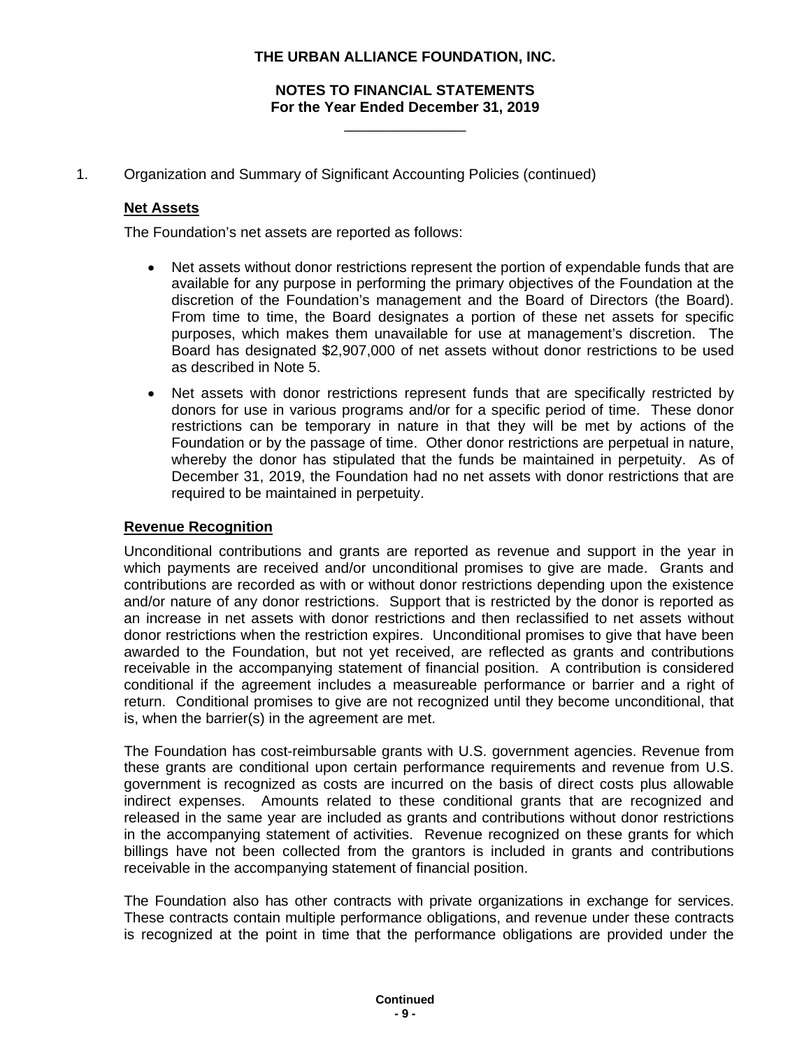# THE URBAN ALLIANCE FOUNDATION, INC.

## NOTES TO FINANCIAL STATEMENTS
## For the Year Ended December 31, 2019

1. Organization and Summary of Significant Accounting Policies (continued)

**Net Assets**

The Foundation's net assets are reported as follows:

- Net assets without donor restrictions represent the portion of expendable funds that are available for any purpose in performing the primary objectives of the Foundation at the discretion of the Foundation's management and the Board of Directors (the Board). From time to time, the Board designates a portion of these net assets for specific purposes, which makes them unavailable for use at management's discretion. The Board has designated $2,907,000 of net assets without donor restrictions to be used as described in Note 5.
- Net assets with donor restrictions represent funds that are specifically restricted by donors for use in various programs and/or for a specific period of time. These donor restrictions can be temporary in nature in that they will be met by actions of the Foundation or by the passage of time. Other donor restrictions are perpetual in nature, whereby the donor has stipulated that the funds be maintained in perpetuity. As of December 31, 2019, the Foundation had no net assets with donor restrictions that are required to be maintained in perpetuity.

**Revenue Recognition**

Unconditional contributions and grants are reported as revenue and support in the year in which payments are received and/or unconditional promises to give are made. Grants and contributions are recorded as with or without donor restrictions depending upon the existence and/or nature of any donor restrictions. Support that is restricted by the donor is reported as an increase in net assets with donor restrictions and then reclassified to net assets without donor restrictions when the restriction expires. Unconditional promises to give that have been awarded to the Foundation, but not yet received, are reflected as grants and contributions receivable in the accompanying statement of financial position. A contribution is considered conditional if the agreement includes a measureable performance or barrier and a right of return. Conditional promises to give are not recognized until they become unconditional, that is, when the barrier(s) in the agreement are met.

The Foundation has cost-reimbursable grants with U.S. government agencies. Revenue from these grants are conditional upon certain performance requirements and revenue from U.S. government is recognized as costs are incurred on the basis of direct costs plus allowable indirect expenses. Amounts related to these conditional grants that are recognized and released in the same year are included as grants and contributions without donor restrictions in the accompanying statement of activities. Revenue recognized on these grants for which billings have not been collected from the grantors is included in grants and contributions receivable in the accompanying statement of financial position.

The Foundation also has other contracts with private organizations in exchange for services. These contracts contain multiple performance obligations, and revenue under these contracts is recognized at the point in time that the performance obligations are provided under the

Continued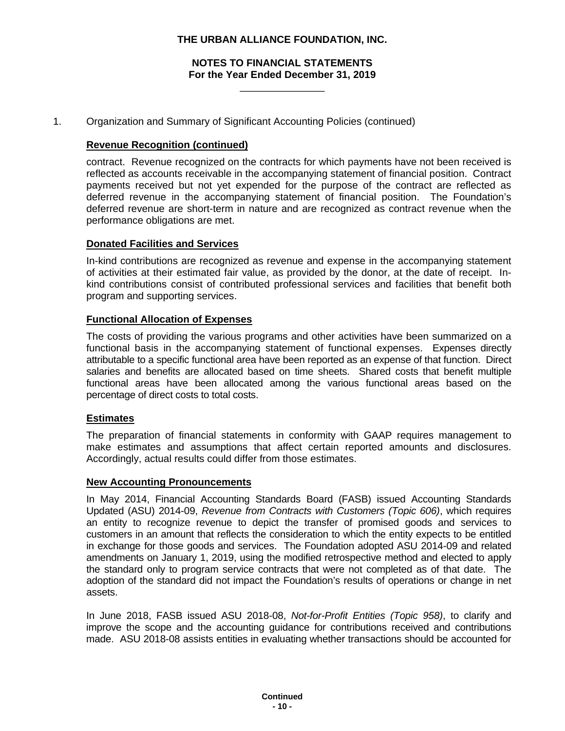1. Organization and Summary of Significant Accounting Policies (continued)

**Revenue Recognition (continued)**

contract. Revenue recognized on the contracts for which payments have not been received is reflected as accounts receivable in the accompanying statement of financial position. Contract payments received but not yet expended for the purpose of the contract are reflected as deferred revenue in the accompanying statement of financial position. The Foundation's deferred revenue are short-term in nature and are recognized as contract revenue when the performance obligations are met.

**Donated Facilities and Services**

In-kind contributions are recognized as revenue and expense in the accompanying statement of activities at their estimated fair value, as provided by the donor, at the date of receipt. In-kind contributions consist of contributed professional services and facilities that benefit both program and supporting services.

**Functional Allocation of Expenses**

The costs of providing the various programs and other activities have been summarized on a functional basis in the accompanying statement of functional expenses. Expenses directly attributable to a specific functional area have been reported as an expense of that function. Direct salaries and benefits are allocated based on time sheets. Shared costs that benefit multiple functional areas have been allocated among the various functional areas based on the percentage of direct costs to total costs.

**Estimates**

The preparation of financial statements in conformity with GAAP requires management to make estimates and assumptions that affect certain reported amounts and disclosures. Accordingly, actual results could differ from those estimates.

**New Accounting Pronouncements**

In May 2014, Financial Accounting Standards Board (FASB) issued Accounting Standards Updated (ASU) 2014-09, *Revenue from Contracts with Customers (Topic 606)*, which requires an entity to recognize revenue to depict the transfer of promised goods and services to customers in an amount that reflects the consideration to which the entity expects to be entitled in exchange for those goods and services. The Foundation adopted ASU 2014-09 and related amendments on January 1, 2019, using the modified retrospective method and elected to apply the standard only to program service contracts that were not completed as of that date. The adoption of the standard did not impact the Foundation's results of operations or change in net assets.

In June 2018, FASB issued ASU 2018-08, *Not-for-Profit Entities (Topic 958)*, to clarify and improve the scope and the accounting guidance for contributions received and contributions made. ASU 2018-08 assists entities in evaluating whether transactions should be accounted for

**Continued**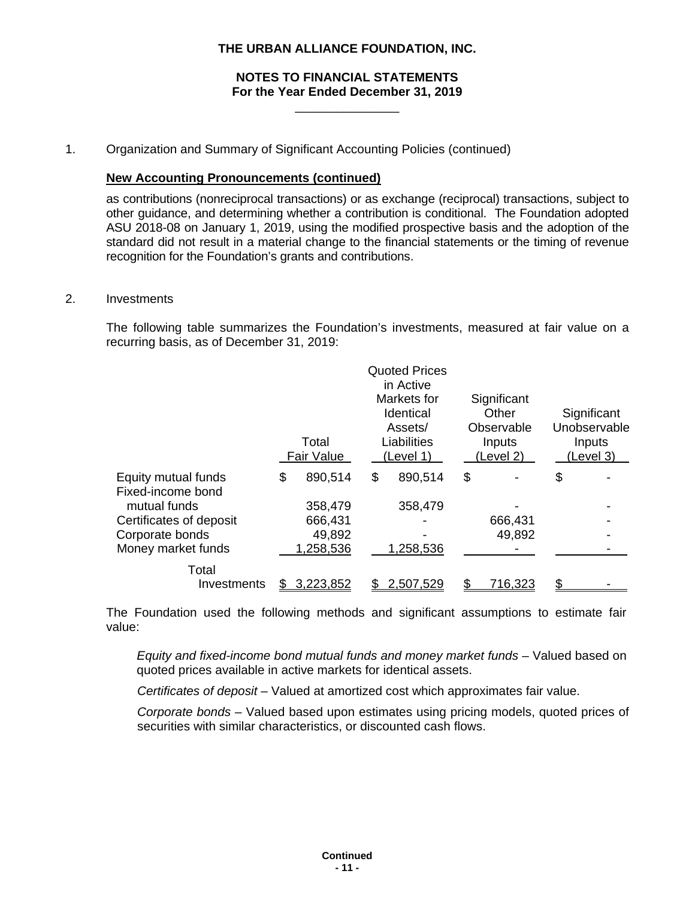1. Organization and Summary of Significant Accounting Policies (continued)

**New Accounting Pronouncements (continued)**

as contributions (nonreciprocal transactions) or as exchange (reciprocal) transactions, subject to other guidance, and determining whether a contribution is conditional. The Foundation adopted ASU 2018-08 on January 1, 2019, using the modified prospective basis and the adoption of the standard did not result in a material change to the financial statements or the timing of revenue recognition for the Foundation's grants and contributions.

2. Investments

The following table summarizes the Foundation's investments, measured at fair value on a recurring basis, as of December 31, 2019:

| | Total Fair Value | Quoted Prices in Active Markets for Identical Assets/ Liabilities (Level 1) | Significant Other Observable Inputs (Level 2) | Significant Unobservable Inputs (Level 3) |
|---|---|---|---|---|
| Equity mutual funds | $ 890,514 | $ 890,514 | $ - | $ - |
| Fixed-income bond mutual funds | 358,479 | 358,479 | - | - |
| Certificates of deposit | 666,431 | - | 666,431 | - |
| Corporate bonds | 49,892 | - | 49,892 | - |
| Money market funds | 1,258,536 | 1,258,536 | - | - |
| Total Investments | $ 3,223,852 | $ 2,507,529 | $ 716,323 | $ - |

The Foundation used the following methods and significant assumptions to estimate fair value:

*Equity and fixed-income bond mutual funds and money market funds* – Valued based on quoted prices available in active markets for identical assets.

*Certificates of deposit* – Valued at amortized cost which approximates fair value.

*Corporate bonds* – Valued based upon estimates using pricing models, quoted prices of securities with similar characteristics, or discounted cash flows.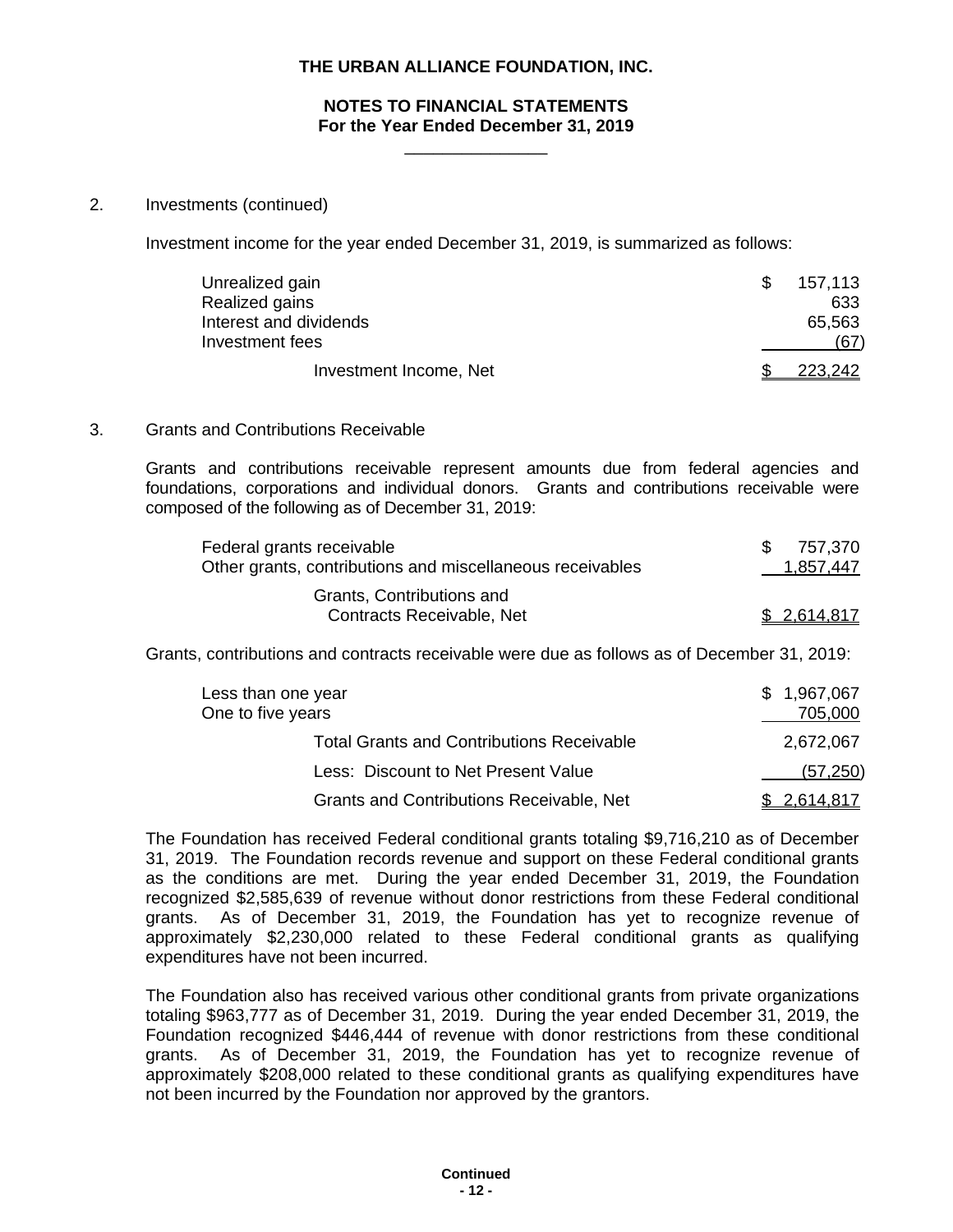## 2. Investments (continued)

Investment income for the year ended December 31, 2019, is summarized as follows:

| | |
|---|---|
| Unrealized gain | $ 157,113 |
| Realized gains | 633 |
| Interest and dividends | 65,563 |
| Investment fees | (67) |
| Investment Income, Net | $ 223,242 |

## 3. Grants and Contributions Receivable

Grants and contributions receivable represent amounts due from federal agencies and foundations, corporations and individual donors. Grants and contributions receivable were composed of the following as of December 31, 2019:

| | |
|---|---|
| Federal grants receivable | $ 757,370 |
| Other grants, contributions and miscellaneous receivables | 1,857,447 |
| Grants, Contributions and Contracts Receivable, Net | $ 2,614,817 |

Grants, contributions and contracts receivable were due as follows as of December 31, 2019:

| | |
|---|---|
| Less than one year | $ 1,967,067 |
| One to five years | 705,000 |
| Total Grants and Contributions Receivable | 2,672,067 |
| Less: Discount to Net Present Value | (57,250) |
| Grants and Contributions Receivable, Net | $ 2,614,817 |

The Foundation has received Federal conditional grants totaling $9,716,210 as of December 31, 2019. The Foundation records revenue and support on these Federal conditional grants as the conditions are met. During the year ended December 31, 2019, the Foundation recognized $2,585,639 of revenue without donor restrictions from these Federal conditional grants. As of December 31, 2019, the Foundation has yet to recognize revenue of approximately $2,230,000 related to these Federal conditional grants as qualifying expenditures have not been incurred.

The Foundation also has received various other conditional grants from private organizations totaling $963,777 as of December 31, 2019. During the year ended December 31, 2019, the Foundation recognized $446,444 of revenue with donor restrictions from these conditional grants. As of December 31, 2019, the Foundation has yet to recognize revenue of approximately $208,000 related to these conditional grants as qualifying expenditures have not been incurred by the Foundation nor approved by the grantors.

**Continued**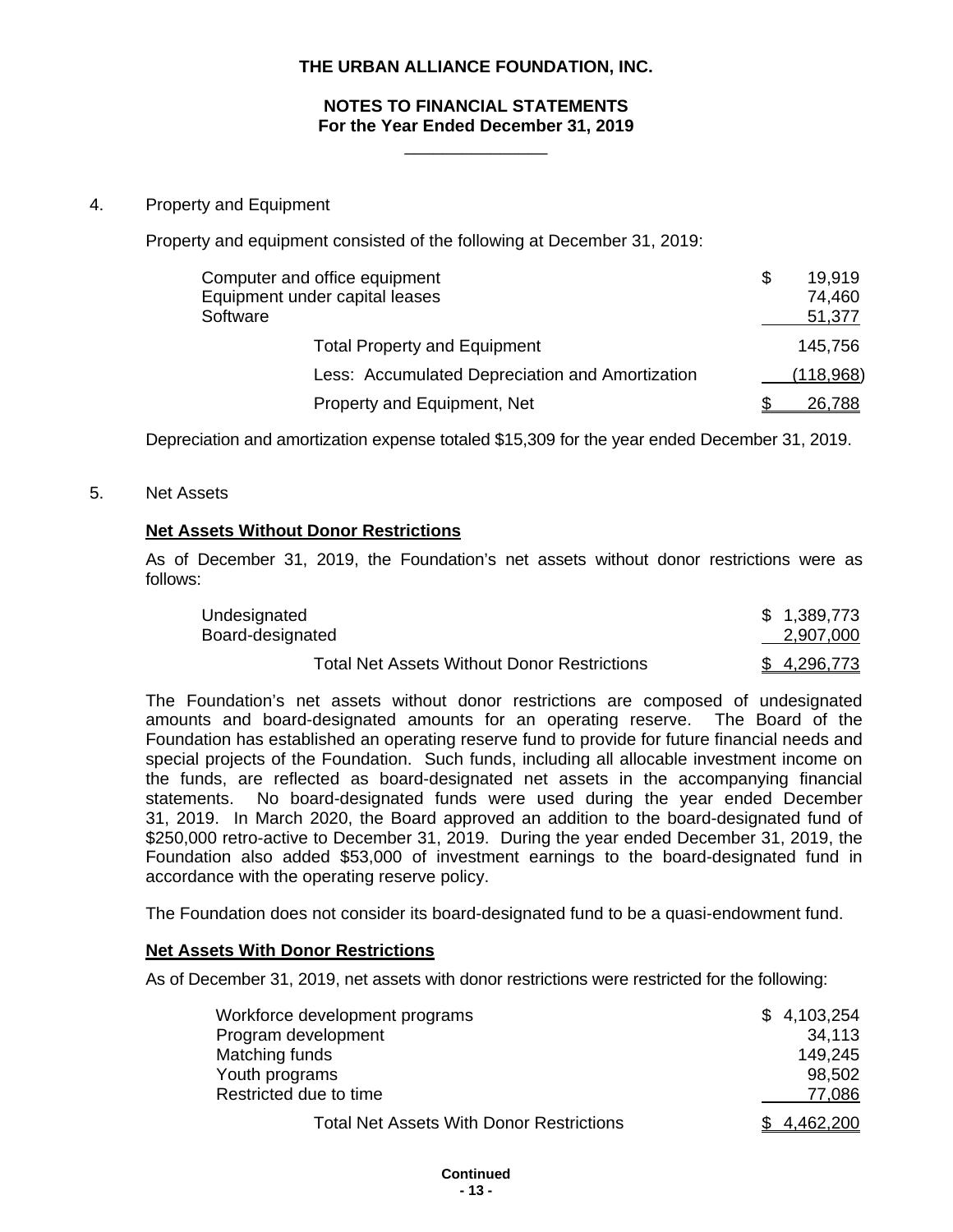# THE URBAN ALLIANCE FOUNDATION, INC.

## NOTES TO FINANCIAL STATEMENTS
### For the Year Ended December 31, 2019

4. Property and Equipment

Property and equipment consisted of the following at December 31, 2019:

| | |
|---|---|
| Computer and office equipment | $ 19,919 |
| Equipment under capital leases | 74,460 |
| Software | 51,377 |
| Total Property and Equipment | 145,756 |
| Less: Accumulated Depreciation and Amortization | (118,968) |
| Property and Equipment, Net | $ 26,788 |

Depreciation and amortization expense totaled $15,309 for the year ended December 31, 2019.

5. Net Assets

**Net Assets Without Donor Restrictions**

As of December 31, 2019, the Foundation's net assets without donor restrictions were as follows:

| | |
|---|---|
| Undesignated | $ 1,389,773 |
| Board-designated | 2,907,000 |
| Total Net Assets Without Donor Restrictions | $ 4,296,773 |

The Foundation's net assets without donor restrictions are composed of undesignated amounts and board-designated amounts for an operating reserve. The Board of the Foundation has established an operating reserve fund to provide for future financial needs and special projects of the Foundation. Such funds, including all allocable investment income on the funds, are reflected as board-designated net assets in the accompanying financial statements. No board-designated funds were used during the year ended December 31, 2019. In March 2020, the Board approved an addition to the board-designated fund of $250,000 retro-active to December 31, 2019. During the year ended December 31, 2019, the Foundation also added $53,000 of investment earnings to the board-designated fund in accordance with the operating reserve policy.

The Foundation does not consider its board-designated fund to be a quasi-endowment fund.

**Net Assets With Donor Restrictions**

As of December 31, 2019, net assets with donor restrictions were restricted for the following:

| | |
|---|---|
| Workforce development programs | $ 4,103,254 |
| Program development | 34,113 |
| Matching funds | 149,245 |
| Youth programs | 98,502 |
| Restricted due to time | 77,086 |
| Total Net Assets With Donor Restrictions | $ 4,462,200 |

Continued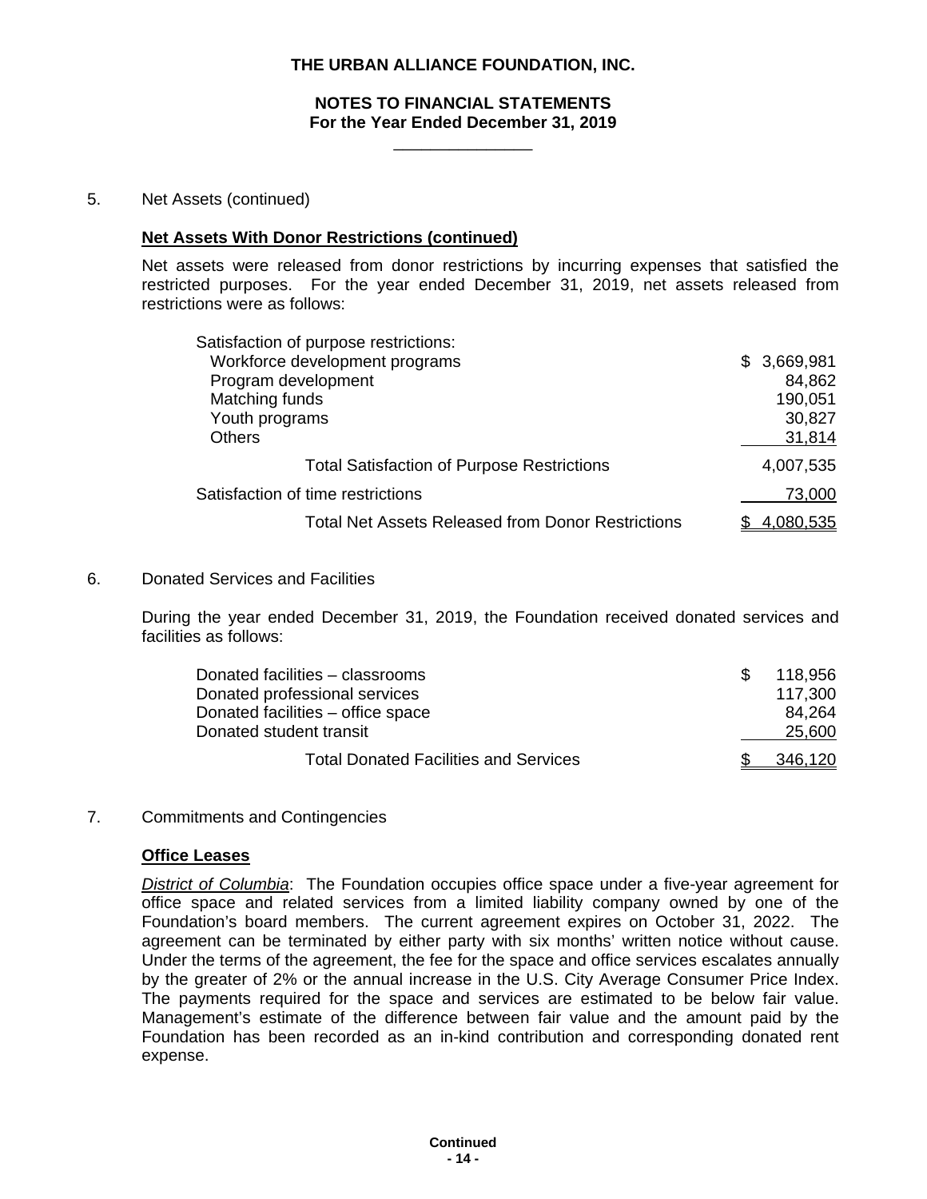THE URBAN ALLIANCE FOUNDATION, INC.

NOTES TO FINANCIAL STATEMENTS
For the Year Ended December 31, 2019

5. Net Assets (continued)

**Net Assets With Donor Restrictions (continued)**

Net assets were released from donor restrictions by incurring expenses that satisfied the restricted purposes. For the year ended December 31, 2019, net assets released from restrictions were as follows:

| | |
|---|---|
| Satisfaction of purpose restrictions: | |
| Workforce development programs | $ 3,669,981 |
| Program development | 84,862 |
| Matching funds | 190,051 |
| Youth programs | 30,827 |
| Others | 31,814 |
| Total Satisfaction of Purpose Restrictions | 4,007,535 |
| Satisfaction of time restrictions | 73,000 |
| Total Net Assets Released from Donor Restrictions | $ 4,080,535 |

6. Donated Services and Facilities

During the year ended December 31, 2019, the Foundation received donated services and facilities as follows:

| | |
|---|---|
| Donated facilities – classrooms | $ 118,956 |
| Donated professional services | 117,300 |
| Donated facilities – office space | 84,264 |
| Donated student transit | 25,600 |
| Total Donated Facilities and Services | $ 346,120 |

7. Commitments and Contingencies

**Office Leases**

*District of Columbia*: The Foundation occupies office space under a five-year agreement for office space and related services from a limited liability company owned by one of the Foundation's board members. The current agreement expires on October 31, 2022. The agreement can be terminated by either party with six months' written notice without cause. Under the terms of the agreement, the fee for the space and office services escalates annually by the greater of 2% or the annual increase in the U.S. City Average Consumer Price Index. The payments required for the space and services are estimated to be below fair value. Management's estimate of the difference between fair value and the amount paid by the Foundation has been recorded as an in-kind contribution and corresponding donated rent expense.

Continued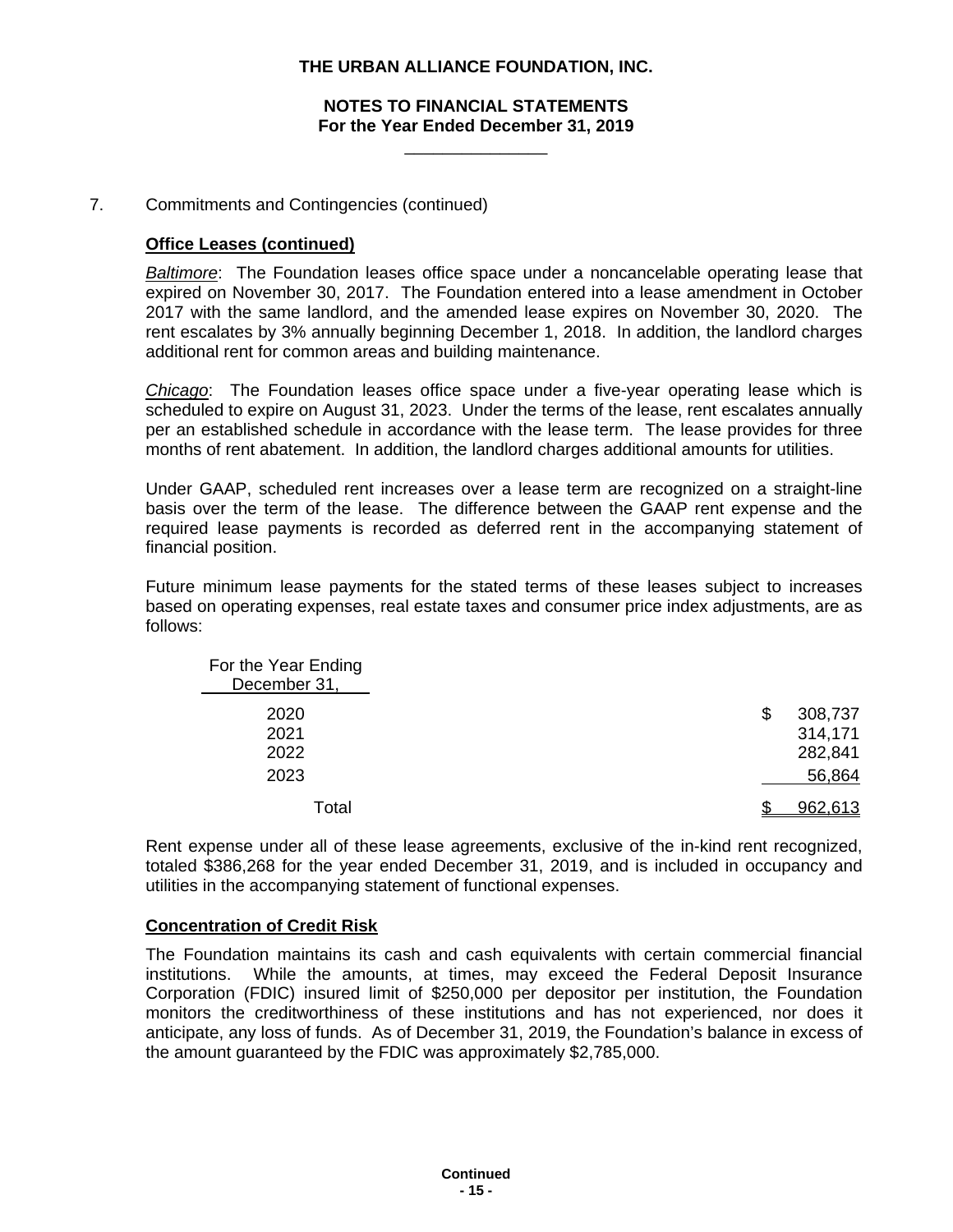7. Commitments and Contingencies (continued)

**Office Leases (continued)**

*Baltimore*: The Foundation leases office space under a noncancelable operating lease that expired on November 30, 2017. The Foundation entered into a lease amendment in October 2017 with the same landlord, and the amended lease expires on November 30, 2020. The rent escalates by 3% annually beginning December 1, 2018. In addition, the landlord charges additional rent for common areas and building maintenance.

*Chicago*: The Foundation leases office space under a five-year operating lease which is scheduled to expire on August 31, 2023. Under the terms of the lease, rent escalates annually per an established schedule in accordance with the lease term. The lease provides for three months of rent abatement. In addition, the landlord charges additional amounts for utilities.

Under GAAP, scheduled rent increases over a lease term are recognized on a straight-line basis over the term of the lease. The difference between the GAAP rent expense and the required lease payments is recorded as deferred rent in the accompanying statement of financial position.

Future minimum lease payments for the stated terms of these leases subject to increases based on operating expenses, real estate taxes and consumer price index adjustments, are as follows:

| For the Year Ending December 31, | |
|---|---|
| 2020 | $ 308,737 |
| 2021 | 314,171 |
| 2022 | 282,841 |
| 2023 | 56,864 |
| Total | $ 962,613 |

Rent expense under all of these lease agreements, exclusive of the in-kind rent recognized, totaled $386,268 for the year ended December 31, 2019, and is included in occupancy and utilities in the accompanying statement of functional expenses.

**Concentration of Credit Risk**

The Foundation maintains its cash and cash equivalents with certain commercial financial institutions. While the amounts, at times, may exceed the Federal Deposit Insurance Corporation (FDIC) insured limit of $250,000 per depositor per institution, the Foundation monitors the creditworthiness of these institutions and has not experienced, nor does it anticipate, any loss of funds. As of December 31, 2019, the Foundation's balance in excess of the amount guaranteed by the FDIC was approximately $2,785,000.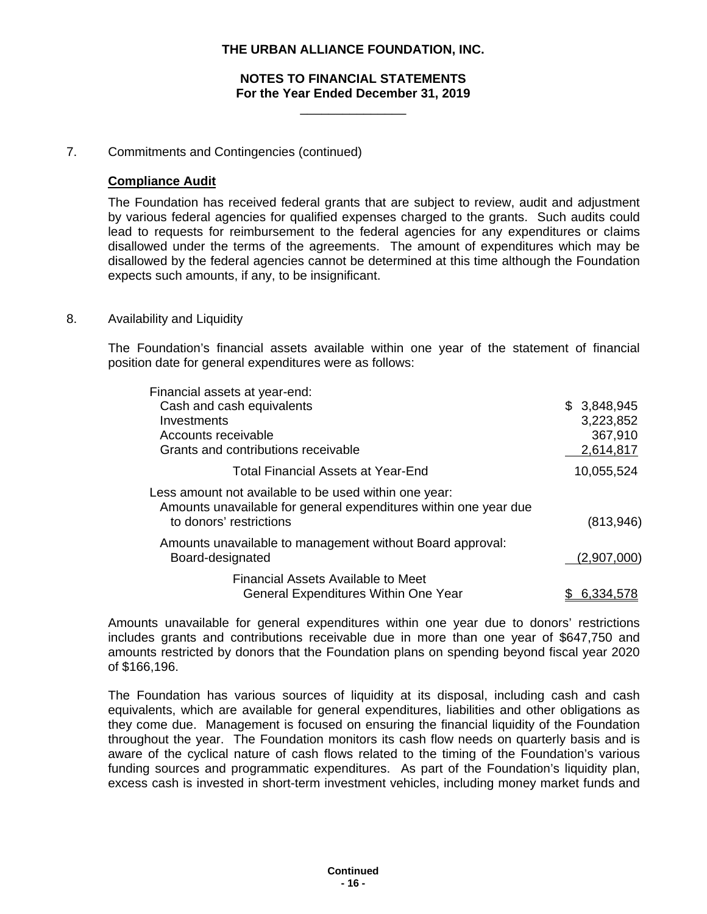7. Commitments and Contingencies (continued)

**Compliance Audit**

The Foundation has received federal grants that are subject to review, audit and adjustment by various federal agencies for qualified expenses charged to the grants. Such audits could lead to requests for reimbursement to the federal agencies for any expenditures or claims disallowed under the terms of the agreements. The amount of expenditures which may be disallowed by the federal agencies cannot be determined at this time although the Foundation expects such amounts, if any, to be insignificant.

8. Availability and Liquidity

The Foundation's financial assets available within one year of the statement of financial position date for general expenditures were as follows:

| | |
|---|---|
| Financial assets at year-end: | |
| Cash and cash equivalents | $ 3,848,945 |
| Investments | 3,223,852 |
| Accounts receivable | 367,910 |
| Grants and contributions receivable | 2,614,817 |
| Total Financial Assets at Year-End | 10,055,524 |
| Less amount not available to be used within one year: | |
| Amounts unavailable for general expenditures within one year due to donors' restrictions | (813,946) |
| Amounts unavailable to management without Board approval: Board-designated | (2,907,000) |
| Financial Assets Available to Meet General Expenditures Within One Year | $ 6,334,578 |

Amounts unavailable for general expenditures within one year due to donors' restrictions includes grants and contributions receivable due in more than one year of $647,750 and amounts restricted by donors that the Foundation plans on spending beyond fiscal year 2020 of $166,196.

The Foundation has various sources of liquidity at its disposal, including cash and cash equivalents, which are available for general expenditures, liabilities and other obligations as they come due. Management is focused on ensuring the financial liquidity of the Foundation throughout the year. The Foundation monitors its cash flow needs on quarterly basis and is aware of the cyclical nature of cash flows related to the timing of the Foundation's various funding sources and programmatic expenditures. As part of the Foundation's liquidity plan, excess cash is invested in short-term investment vehicles, including money market funds and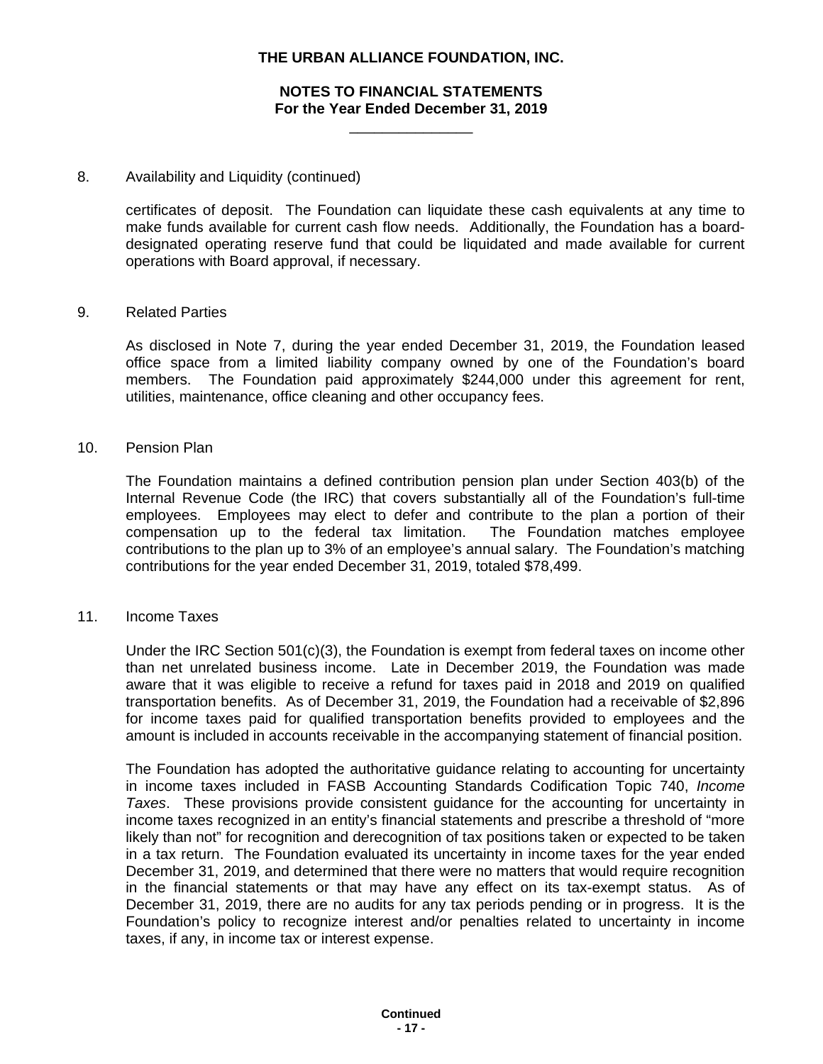## 8. Availability and Liquidity (continued)

certificates of deposit. The Foundation can liquidate these cash equivalents at any time to make funds available for current cash flow needs. Additionally, the Foundation has a board-designated operating reserve fund that could be liquidated and made available for current operations with Board approval, if necessary.

## 9. Related Parties

As disclosed in Note 7, during the year ended December 31, 2019, the Foundation leased office space from a limited liability company owned by one of the Foundation's board members. The Foundation paid approximately $244,000 under this agreement for rent, utilities, maintenance, office cleaning and other occupancy fees.

## 10. Pension Plan

The Foundation maintains a defined contribution pension plan under Section 403(b) of the Internal Revenue Code (the IRC) that covers substantially all of the Foundation's full-time employees. Employees may elect to defer and contribute to the plan a portion of their compensation up to the federal tax limitation. The Foundation matches employee contributions to the plan up to 3% of an employee's annual salary. The Foundation's matching contributions for the year ended December 31, 2019, totaled $78,499.

## 11. Income Taxes

Under the IRC Section 501(c)(3), the Foundation is exempt from federal taxes on income other than net unrelated business income. Late in December 2019, the Foundation was made aware that it was eligible to receive a refund for taxes paid in 2018 and 2019 on qualified transportation benefits. As of December 31, 2019, the Foundation had a receivable of $2,896 for income taxes paid for qualified transportation benefits provided to employees and the amount is included in accounts receivable in the accompanying statement of financial position.

The Foundation has adopted the authoritative guidance relating to accounting for uncertainty in income taxes included in FASB Accounting Standards Codification Topic 740, *Income Taxes*. These provisions provide consistent guidance for the accounting for uncertainty in income taxes recognized in an entity's financial statements and prescribe a threshold of "more likely than not" for recognition and derecognition of tax positions taken or expected to be taken in a tax return. The Foundation evaluated its uncertainty in income taxes for the year ended December 31, 2019, and determined that there were no matters that would require recognition in the financial statements or that may have any effect on its tax-exempt status. As of December 31, 2019, there are no audits for any tax periods pending or in progress. It is the Foundation's policy to recognize interest and/or penalties related to uncertainty in income taxes, if any, in income tax or interest expense.

**Continued**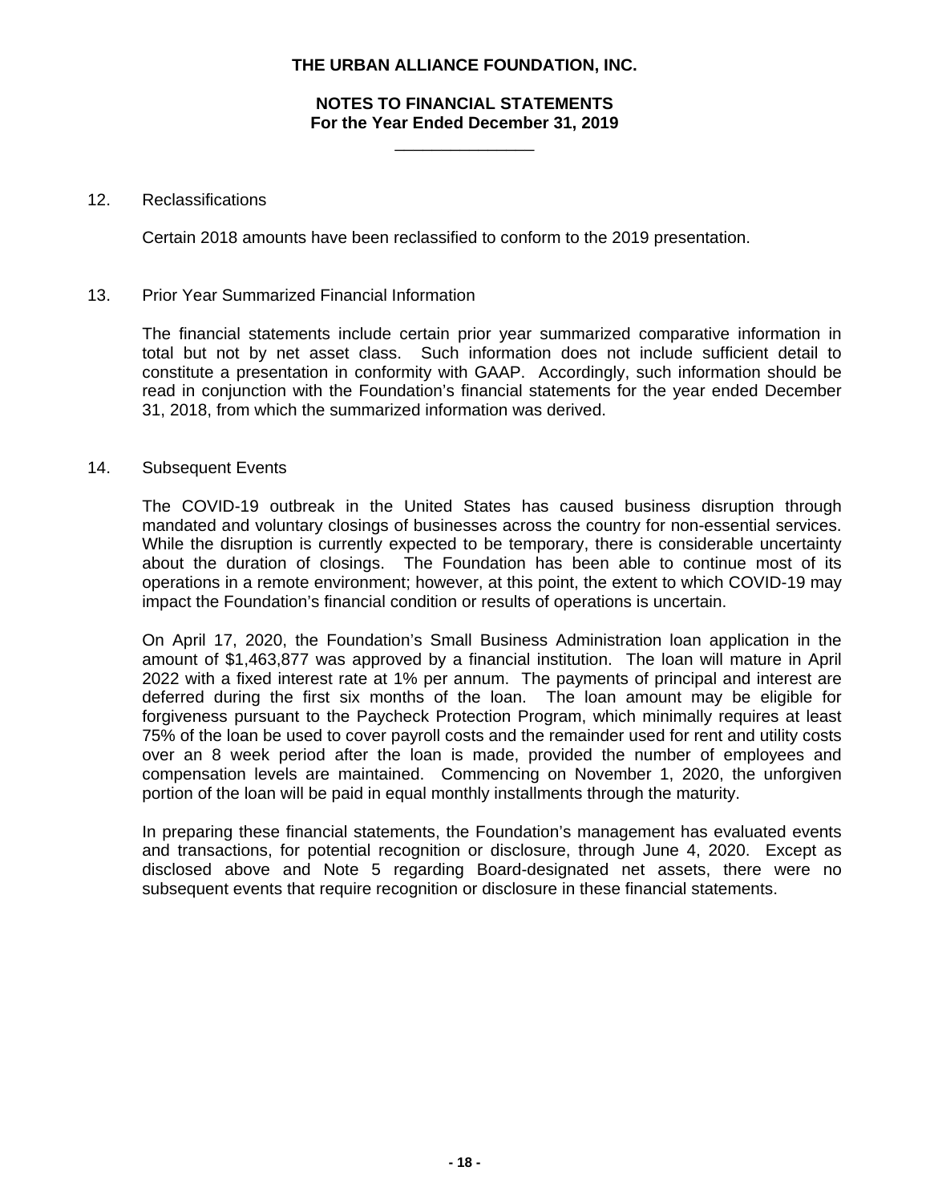## 12. Reclassifications

Certain 2018 amounts have been reclassified to conform to the 2019 presentation.

## 13. Prior Year Summarized Financial Information

The financial statements include certain prior year summarized comparative information in total but not by net asset class. Such information does not include sufficient detail to constitute a presentation in conformity with GAAP. Accordingly, such information should be read in conjunction with the Foundation's financial statements for the year ended December 31, 2018, from which the summarized information was derived.

## 14. Subsequent Events

The COVID-19 outbreak in the United States has caused business disruption through mandated and voluntary closings of businesses across the country for non-essential services. While the disruption is currently expected to be temporary, there is considerable uncertainty about the duration of closings. The Foundation has been able to continue most of its operations in a remote environment; however, at this point, the extent to which COVID-19 may impact the Foundation's financial condition or results of operations is uncertain.

On April 17, 2020, the Foundation's Small Business Administration loan application in the amount of $1,463,877 was approved by a financial institution. The loan will mature in April 2022 with a fixed interest rate at 1% per annum. The payments of principal and interest are deferred during the first six months of the loan. The loan amount may be eligible for forgiveness pursuant to the Paycheck Protection Program, which minimally requires at least 75% of the loan be used to cover payroll costs and the remainder used for rent and utility costs over an 8 week period after the loan is made, provided the number of employees and compensation levels are maintained. Commencing on November 1, 2020, the unforgiven portion of the loan will be paid in equal monthly installments through the maturity.

In preparing these financial statements, the Foundation's management has evaluated events and transactions, for potential recognition or disclosure, through June 4, 2020. Except as disclosed above and Note 5 regarding Board-designated net assets, there were no subsequent events that require recognition or disclosure in these financial statements.